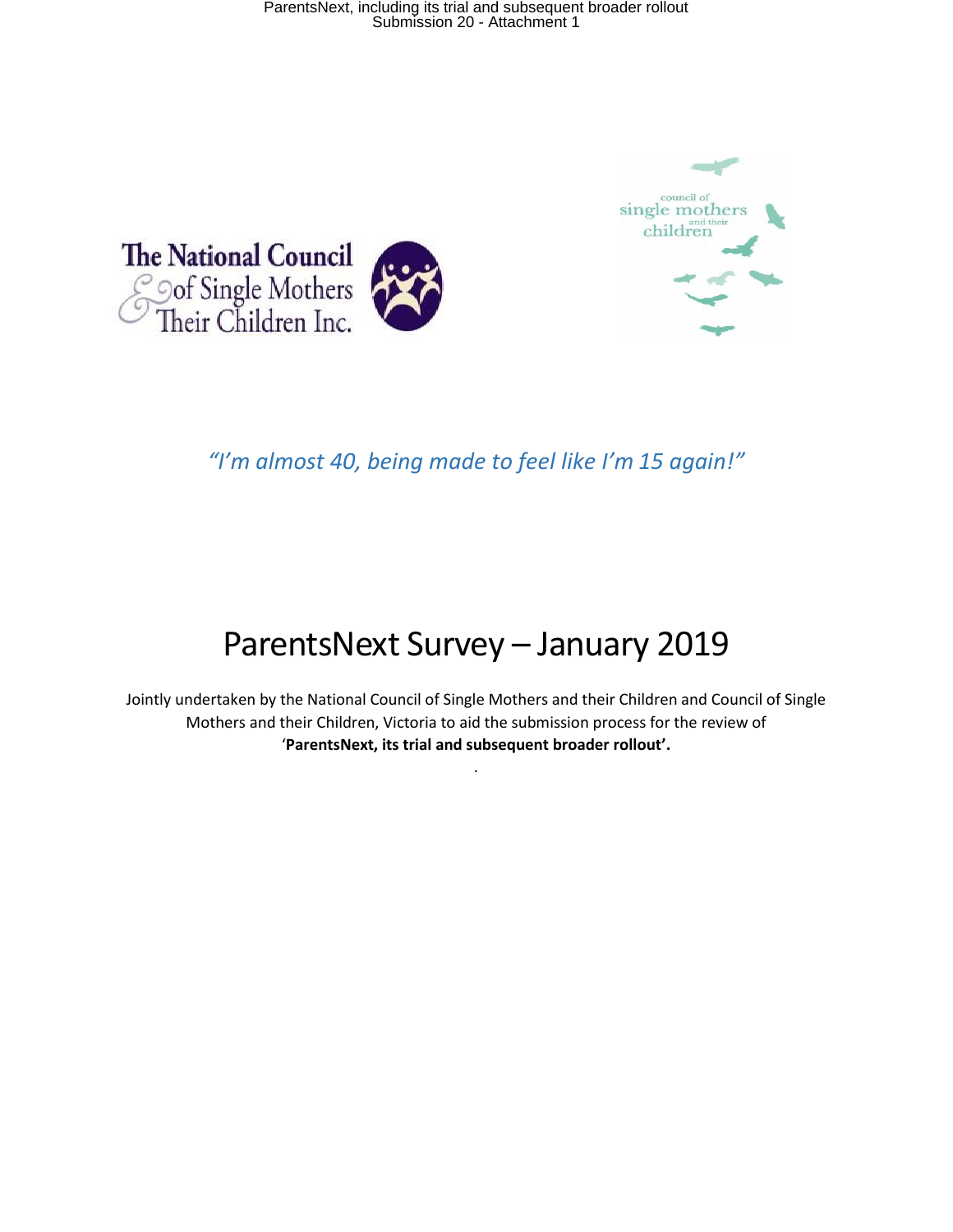The National Council of Single Mothers & Their Children Inc.

council of single mothers and their children

*"I'm almost 40, being made to feel like I'm 15 again!"*

# ParentsNext Survey – January 2019

Jointly undertaken by the National Council of Single Mothers and their Children and Council of Single Mothers and their Children, Victoria to aid the submission process for the review of '**ParentsNext, its trial and subsequent broader rollout'.**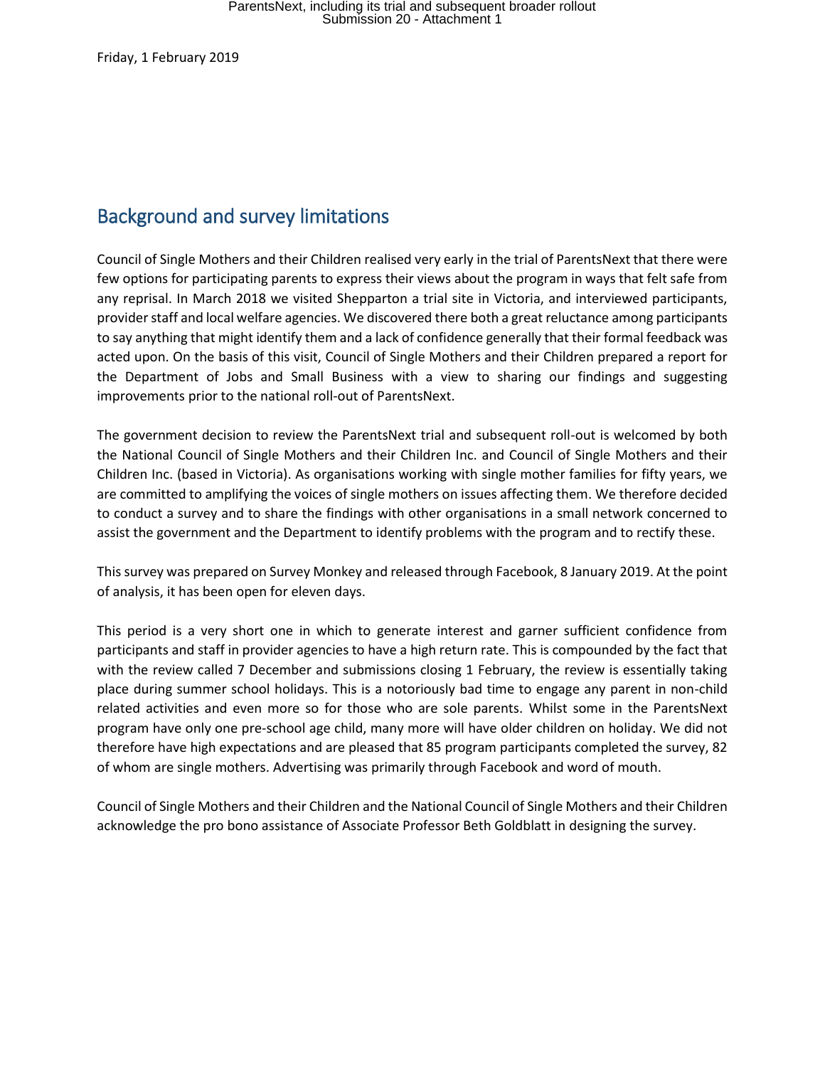Friday, 1 February 2019

## Background and survey limitations

Council of Single Mothers and their Children realised very early in the trial of ParentsNext that there were few options for participating parents to express their views about the program in ways that felt safe from any reprisal. In March 2018 we visited Shepparton a trial site in Victoria, and interviewed participants, provider staff and local welfare agencies. We discovered there both a great reluctance among participants to say anything that might identify them and a lack of confidence generally that their formal feedback was acted upon. On the basis of this visit, Council of Single Mothers and their Children prepared a report for the Department of Jobs and Small Business with a view to sharing our findings and suggesting improvements prior to the national roll-out of ParentsNext.

The government decision to review the ParentsNext trial and subsequent roll-out is welcomed by both the National Council of Single Mothers and their Children Inc. and Council of Single Mothers and their Children Inc. (based in Victoria). As organisations working with single mother families for fifty years, we are committed to amplifying the voices of single mothers on issues affecting them. We therefore decided to conduct a survey and to share the findings with other organisations in a small network concerned to assist the government and the Department to identify problems with the program and to rectify these.

This survey was prepared on Survey Monkey and released through Facebook, 8 January 2019. At the point of analysis, it has been open for eleven days.

This period is a very short one in which to generate interest and garner sufficient confidence from participants and staff in provider agencies to have a high return rate. This is compounded by the fact that with the review called 7 December and submissions closing 1 February, the review is essentially taking place during summer school holidays. This is a notoriously bad time to engage any parent in non-child related activities and even more so for those who are sole parents. Whilst some in the ParentsNext program have only one pre-school age child, many more will have older children on holiday. We did not therefore have high expectations and are pleased that 85 program participants completed the survey, 82 of whom are single mothers. Advertising was primarily through Facebook and word of mouth.

Council of Single Mothers and their Children and the National Council of Single Mothers and their Children acknowledge the pro bono assistance of Associate Professor Beth Goldblatt in designing the survey.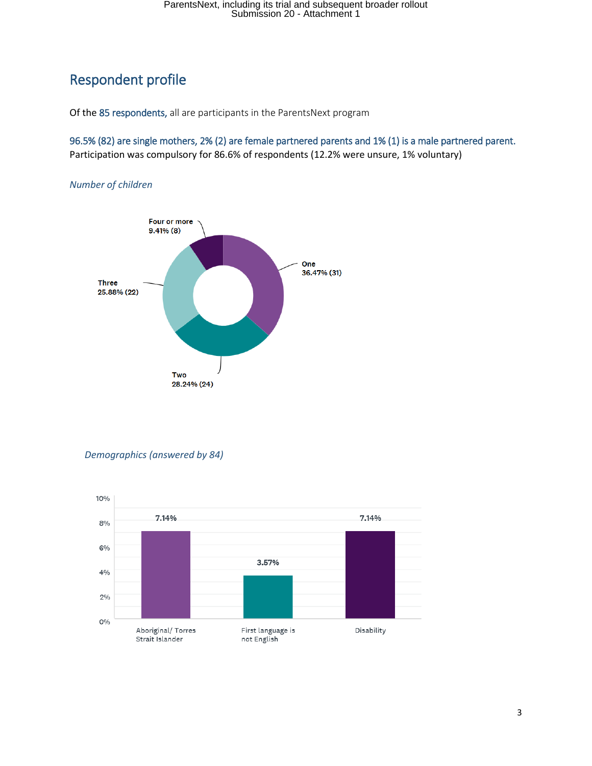## Respondent profile

Of the 85 respondents, all are participants in the ParentsNext program

96.5% (82) are single mothers, 2% (2) are female partnered parents and 1% (1) is a male partnered parent.
Participation was compulsory for 86.6% of respondents (12.2% were unsure, 1% voluntary)

*Number of children*

| Number of children | Percentage (count) |
|---|---|
| One | 36.47% (31) |
| Two | 28.24% (24) |
| Three | 25.88% (22) |
| Four or more | 9.41% (8) |

*Demographics (answered by 84)*

| Demographic | Percentage |
|---|---|
| Aboriginal/ Torres Strait Islander | 7.14% |
| First language is not English | 3.57% |
| Disability | 7.14% |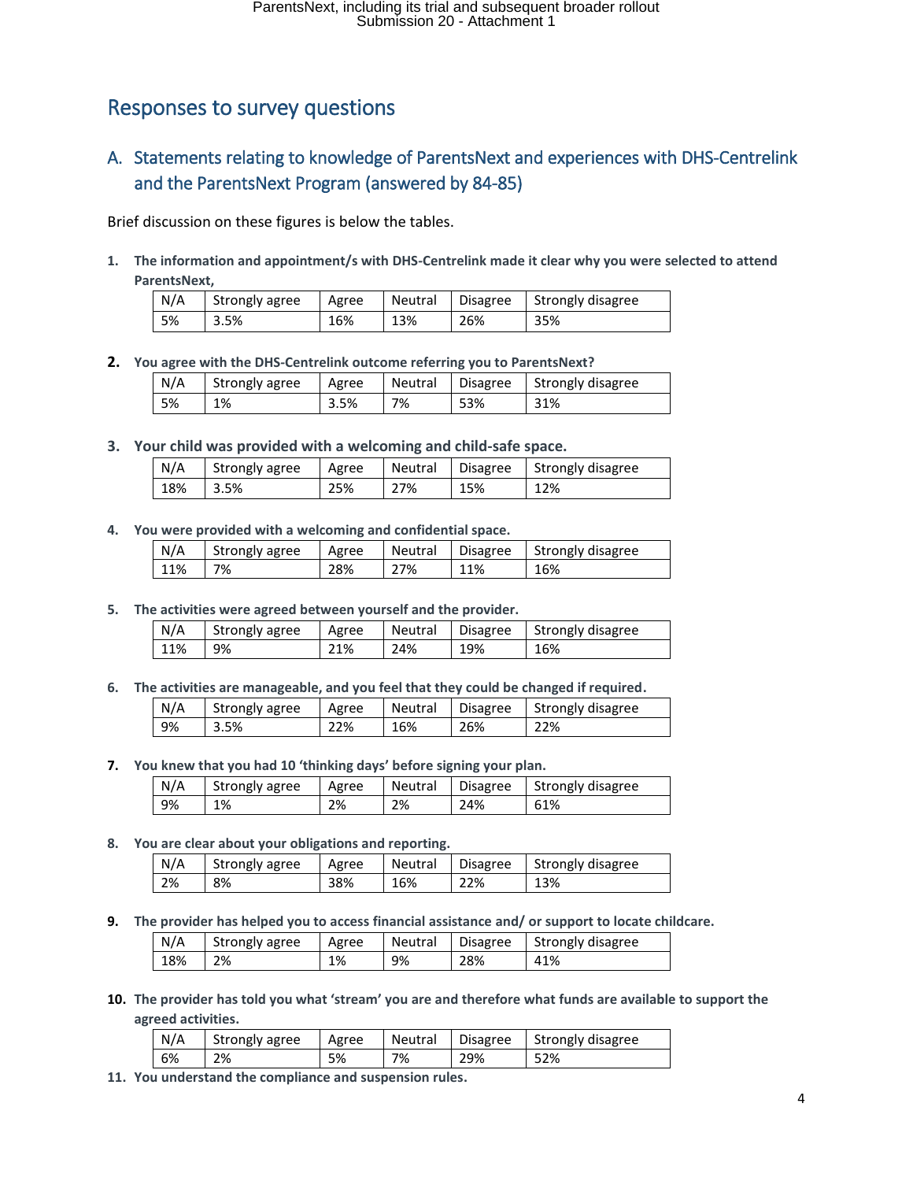## Responses to survey questions

### A. Statements relating to knowledge of ParentsNext and experiences with DHS-Centrelink and the ParentsNext Program (answered by 84-85)

Brief discussion on these figures is below the tables.

**1. The information and appointment/s with DHS-Centrelink made it clear why you were selected to attend ParentsNext,**

| N/A | Strongly agree | Agree | Neutral | Disagree | Strongly disagree |
|---|---|---|---|---|---|
| 5% | 3.5% | 16% | 13% | 26% | 35% |

**2. You agree with the DHS-Centrelink outcome referring you to ParentsNext?**

| N/A | Strongly agree | Agree | Neutral | Disagree | Strongly disagree |
|---|---|---|---|---|---|
| 5% | 1% | 3.5% | 7% | 53% | 31% |

**3. Your child was provided with a welcoming and child-safe space.**

| N/A | Strongly agree | Agree | Neutral | Disagree | Strongly disagree |
|---|---|---|---|---|---|
| 18% | 3.5% | 25% | 27% | 15% | 12% |

**4. You were provided with a welcoming and confidential space.**

| N/A | Strongly agree | Agree | Neutral | Disagree | Strongly disagree |
|---|---|---|---|---|---|
| 11% | 7% | 28% | 27% | 11% | 16% |

**5. The activities were agreed between yourself and the provider.**

| N/A | Strongly agree | Agree | Neutral | Disagree | Strongly disagree |
|---|---|---|---|---|---|
| 11% | 9% | 21% | 24% | 19% | 16% |

**6. The activities are manageable, and you feel that they could be changed if required.**

| N/A | Strongly agree | Agree | Neutral | Disagree | Strongly disagree |
|---|---|---|---|---|---|
| 9% | 3.5% | 22% | 16% | 26% | 22% |

**7. You knew that you had 10 'thinking days' before signing your plan.**

| N/A | Strongly agree | Agree | Neutral | Disagree | Strongly disagree |
|---|---|---|---|---|---|
| 9% | 1% | 2% | 2% | 24% | 61% |

**8. You are clear about your obligations and reporting.**

| N/A | Strongly agree | Agree | Neutral | Disagree | Strongly disagree |
|---|---|---|---|---|---|
| 2% | 8% | 38% | 16% | 22% | 13% |

**9. The provider has helped you to access financial assistance and/ or support to locate childcare.**

| N/A | Strongly agree | Agree | Neutral | Disagree | Strongly disagree |
|---|---|---|---|---|---|
| 18% | 2% | 1% | 9% | 28% | 41% |

**10. The provider has told you what 'stream' you are and therefore what funds are available to support the agreed activities.**

| N/A | Strongly agree | Agree | Neutral | Disagree | Strongly disagree |
|---|---|---|---|---|---|
| 6% | 2% | 5% | 7% | 29% | 52% |

**11. You understand the compliance and suspension rules.**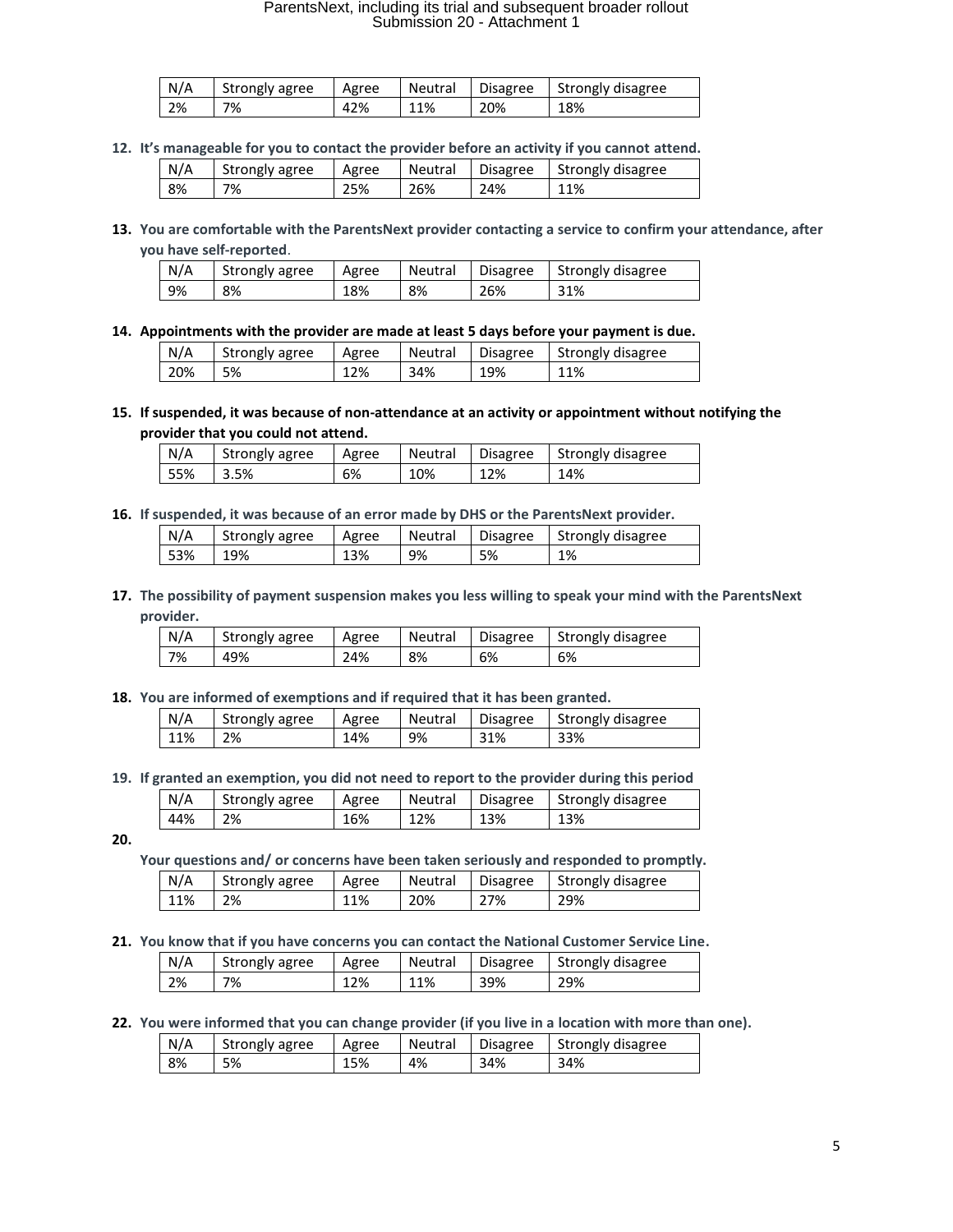| N/A | Strongly agree | Agree | Neutral | Disagree | Strongly disagree |
|---|---|---|---|---|---|
| 2% | 7% | 42% | 11% | 20% | 18% |

**12. It's manageable for you to contact the provider before an activity if you cannot attend.**

| N/A | Strongly agree | Agree | Neutral | Disagree | Strongly disagree |
|---|---|---|---|---|---|
| 8% | 7% | 25% | 26% | 24% | 11% |

**13. You are comfortable with the ParentsNext provider contacting a service to confirm your attendance, after you have self-reported.**

| N/A | Strongly agree | Agree | Neutral | Disagree | Strongly disagree |
|---|---|---|---|---|---|
| 9% | 8% | 18% | 8% | 26% | 31% |

**14. Appointments with the provider are made at least 5 days before your payment is due.**

| N/A | Strongly agree | Agree | Neutral | Disagree | Strongly disagree |
|---|---|---|---|---|---|
| 20% | 5% | 12% | 34% | 19% | 11% |

**15. If suspended, it was because of non-attendance at an activity or appointment without notifying the provider that you could not attend.**

| N/A | Strongly agree | Agree | Neutral | Disagree | Strongly disagree |
|---|---|---|---|---|---|
| 55% | 3.5% | 6% | 10% | 12% | 14% |

**16. If suspended, it was because of an error made by DHS or the ParentsNext provider.**

| N/A | Strongly agree | Agree | Neutral | Disagree | Strongly disagree |
|---|---|---|---|---|---|
| 53% | 19% | 13% | 9% | 5% | 1% |

**17. The possibility of payment suspension makes you less willing to speak your mind with the ParentsNext provider.**

| N/A | Strongly agree | Agree | Neutral | Disagree | Strongly disagree |
|---|---|---|---|---|---|
| 7% | 49% | 24% | 8% | 6% | 6% |

**18. You are informed of exemptions and if required that it has been granted.**

| N/A | Strongly agree | Agree | Neutral | Disagree | Strongly disagree |
|---|---|---|---|---|---|
| 11% | 2% | 14% | 9% | 31% | 33% |

**19. If granted an exemption, you did not need to report to the provider during this period**

| N/A | Strongly agree | Agree | Neutral | Disagree | Strongly disagree |
|---|---|---|---|---|---|
| 44% | 2% | 16% | 12% | 13% | 13% |

**20. Your questions and/ or concerns have been taken seriously and responded to promptly.**

| N/A | Strongly agree | Agree | Neutral | Disagree | Strongly disagree |
|---|---|---|---|---|---|
| 11% | 2% | 11% | 20% | 27% | 29% |

**21. You know that if you have concerns you can contact the National Customer Service Line.**

| N/A | Strongly agree | Agree | Neutral | Disagree | Strongly disagree |
|---|---|---|---|---|---|
| 2% | 7% | 12% | 11% | 39% | 29% |

**22. You were informed that you can change provider (if you live in a location with more than one).**

| N/A | Strongly agree | Agree | Neutral | Disagree | Strongly disagree |
|---|---|---|---|---|---|
| 8% | 5% | 15% | 4% | 34% | 34% |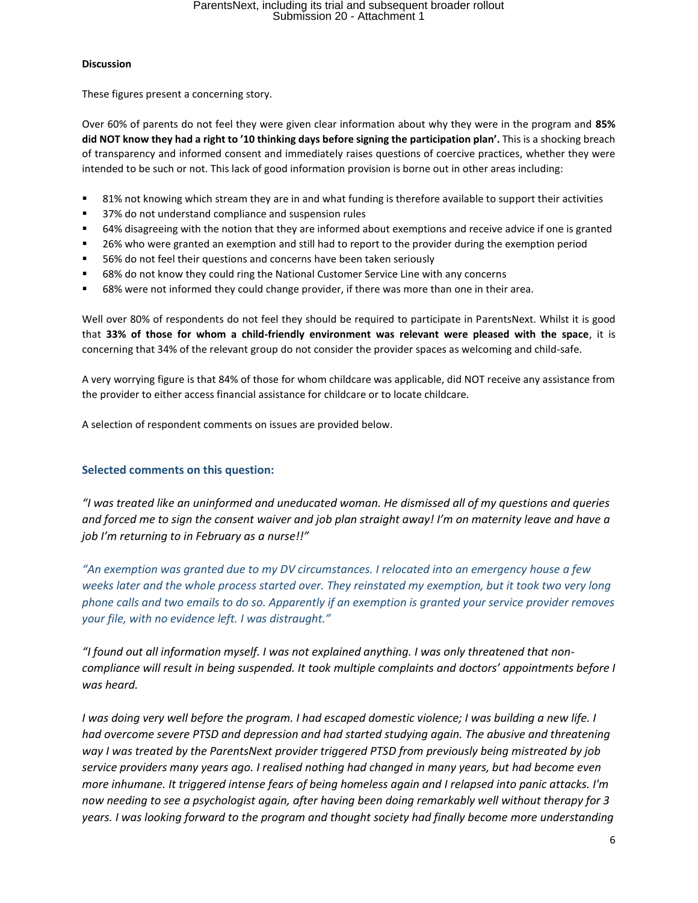**Discussion**

These figures present a concerning story.

Over 60% of parents do not feel they were given clear information about why they were in the program and **85% did NOT know they had a right to '10 thinking days before signing the participation plan'.** This is a shocking breach of transparency and informed consent and immediately raises questions of coercive practices, whether they were intended to be such or not. This lack of good information provision is borne out in other areas including:

- 81% not knowing which stream they are in and what funding is therefore available to support their activities
- 37% do not understand compliance and suspension rules
- 64% disagreeing with the notion that they are informed about exemptions and receive advice if one is granted
- 26% who were granted an exemption and still had to report to the provider during the exemption period
- 56% do not feel their questions and concerns have been taken seriously
- 68% do not know they could ring the National Customer Service Line with any concerns
- 68% were not informed they could change provider, if there was more than one in their area.

Well over 80% of respondents do not feel they should be required to participate in ParentsNext. Whilst it is good that **33% of those for whom a child-friendly environment was relevant were pleased with the space**, it is concerning that 34% of the relevant group do not consider the provider spaces as welcoming and child-safe.

A very worrying figure is that 84% of those for whom childcare was applicable, did NOT receive any assistance from the provider to either access financial assistance for childcare or to locate childcare.

A selection of respondent comments on issues are provided below.

### Selected comments on this question:

*"I was treated like an uninformed and uneducated woman. He dismissed all of my questions and queries and forced me to sign the consent waiver and job plan straight away! I'm on maternity leave and have a job I'm returning to in February as a nurse!!"*

*"An exemption was granted due to my DV circumstances. I relocated into an emergency house a few weeks later and the whole process started over. They reinstated my exemption, but it took two very long phone calls and two emails to do so. Apparently if an exemption is granted your service provider removes your file, with no evidence left. I was distraught."*

*"I found out all information myself. I was not explained anything. I was only threatened that non-compliance will result in being suspended. It took multiple complaints and doctors' appointments before I was heard.*

*I was doing very well before the program. I had escaped domestic violence; I was building a new life. I had overcome severe PTSD and depression and had started studying again. The abusive and threatening way I was treated by the ParentsNext provider triggered PTSD from previously being mistreated by job service providers many years ago. I realised nothing had changed in many years, but had become even more inhumane. It triggered intense fears of being homeless again and I relapsed into panic attacks. I'm now needing to see a psychologist again, after having been doing remarkably well without therapy for 3 years. I was looking forward to the program and thought society had finally become more understanding*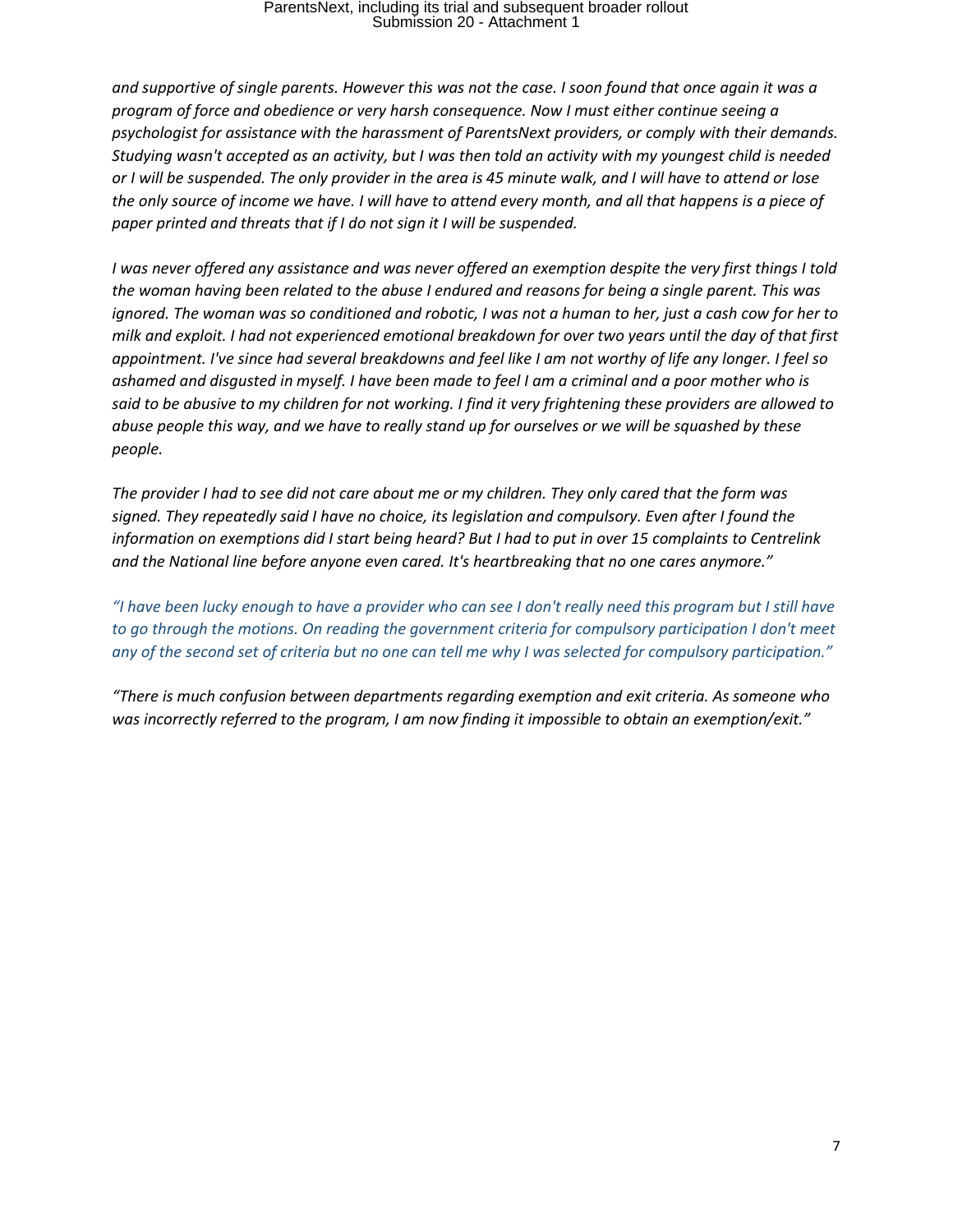*and supportive of single parents. However this was not the case. I soon found that once again it was a program of force and obedience or very harsh consequence. Now I must either continue seeing a psychologist for assistance with the harassment of ParentsNext providers, or comply with their demands. Studying wasn't accepted as an activity, but I was then told an activity with my youngest child is needed or I will be suspended. The only provider in the area is 45 minute walk, and I will have to attend or lose the only source of income we have. I will have to attend every month, and all that happens is a piece of paper printed and threats that if I do not sign it I will be suspended.*

*I was never offered any assistance and was never offered an exemption despite the very first things I told the woman having been related to the abuse I endured and reasons for being a single parent. This was ignored. The woman was so conditioned and robotic, I was not a human to her, just a cash cow for her to milk and exploit. I had not experienced emotional breakdown for over two years until the day of that first appointment. I've since had several breakdowns and feel like I am not worthy of life any longer. I feel so ashamed and disgusted in myself. I have been made to feel I am a criminal and a poor mother who is said to be abusive to my children for not working. I find it very frightening these providers are allowed to abuse people this way, and we have to really stand up for ourselves or we will be squashed by these people.*

*The provider I had to see did not care about me or my children. They only cared that the form was signed. They repeatedly said I have no choice, its legislation and compulsory. Even after I found the information on exemptions did I start being heard? But I had to put in over 15 complaints to Centrelink and the National line before anyone even cared. It's heartbreaking that no one cares anymore."*

*"I have been lucky enough to have a provider who can see I don't really need this program but I still have to go through the motions. On reading the government criteria for compulsory participation I don't meet any of the second set of criteria but no one can tell me why I was selected for compulsory participation."*

*"There is much confusion between departments regarding exemption and exit criteria. As someone who was incorrectly referred to the program, I am now finding it impossible to obtain an exemption/exit."*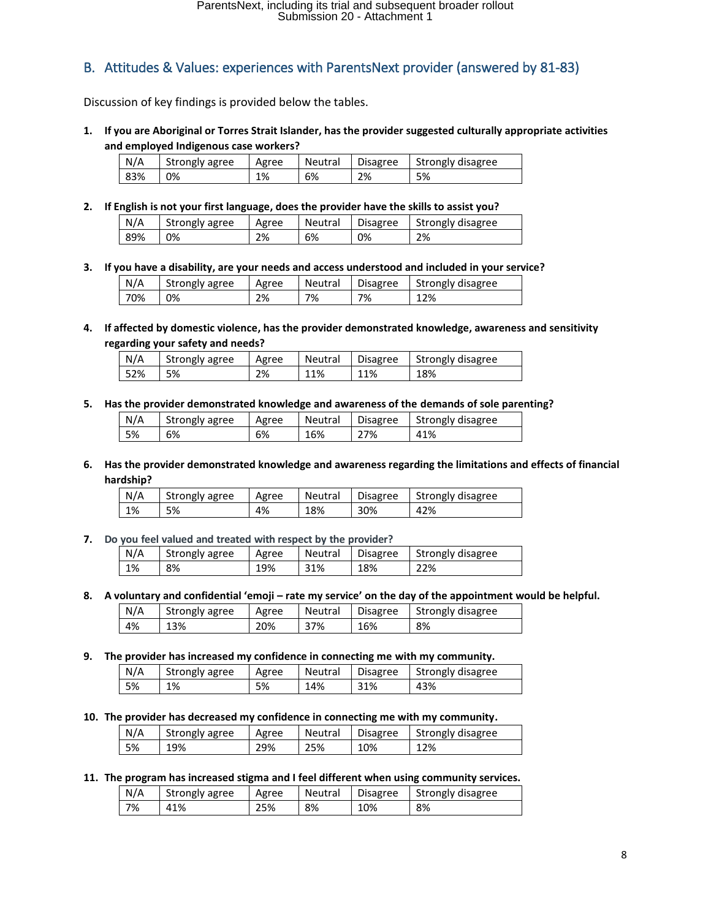## B. Attitudes & Values: experiences with ParentsNext provider (answered by 81-83)

Discussion of key findings is provided below the tables.

1. **If you are Aboriginal or Torres Strait Islander, has the provider suggested culturally appropriate activities and employed Indigenous case workers?**

| N/A | Strongly agree | Agree | Neutral | Disagree | Strongly disagree |
|---|---|---|---|---|---|
| 83% | 0% | 1% | 6% | 2% | 5% |

2. **If English is not your first language, does the provider have the skills to assist you?**

| N/A | Strongly agree | Agree | Neutral | Disagree | Strongly disagree |
|---|---|---|---|---|---|
| 89% | 0% | 2% | 6% | 0% | 2% |

3. **If you have a disability, are your needs and access understood and included in your service?**

| N/A | Strongly agree | Agree | Neutral | Disagree | Strongly disagree |
|---|---|---|---|---|---|
| 70% | 0% | 2% | 7% | 7% | 12% |

4. **If affected by domestic violence, has the provider demonstrated knowledge, awareness and sensitivity regarding your safety and needs?**

| N/A | Strongly agree | Agree | Neutral | Disagree | Strongly disagree |
|---|---|---|---|---|---|
| 52% | 5% | 2% | 11% | 11% | 18% |

5. **Has the provider demonstrated knowledge and awareness of the demands of sole parenting?**

| N/A | Strongly agree | Agree | Neutral | Disagree | Strongly disagree |
|---|---|---|---|---|---|
| 5% | 6% | 6% | 16% | 27% | 41% |

6. **Has the provider demonstrated knowledge and awareness regarding the limitations and effects of financial hardship?**

| N/A | Strongly agree | Agree | Neutral | Disagree | Strongly disagree |
|---|---|---|---|---|---|
| 1% | 5% | 4% | 18% | 30% | 42% |

7. **Do you feel valued and treated with respect by the provider?**

| N/A | Strongly agree | Agree | Neutral | Disagree | Strongly disagree |
|---|---|---|---|---|---|
| 1% | 8% | 19% | 31% | 18% | 22% |

8. **A voluntary and confidential 'emoji – rate my service' on the day of the appointment would be helpful.**

| N/A | Strongly agree | Agree | Neutral | Disagree | Strongly disagree |
|---|---|---|---|---|---|
| 4% | 13% | 20% | 37% | 16% | 8% |

9. **The provider has increased my confidence in connecting me with my community.**

| N/A | Strongly agree | Agree | Neutral | Disagree | Strongly disagree |
|---|---|---|---|---|---|
| 5% | 1% | 5% | 14% | 31% | 43% |

10. **The provider has decreased my confidence in connecting me with my community.**

| N/A | Strongly agree | Agree | Neutral | Disagree | Strongly disagree |
|---|---|---|---|---|---|
| 5% | 19% | 29% | 25% | 10% | 12% |

11. **The program has increased stigma and I feel different when using community services.**

| N/A | Strongly agree | Agree | Neutral | Disagree | Strongly disagree |
|---|---|---|---|---|---|
| 7% | 41% | 25% | 8% | 10% | 8% |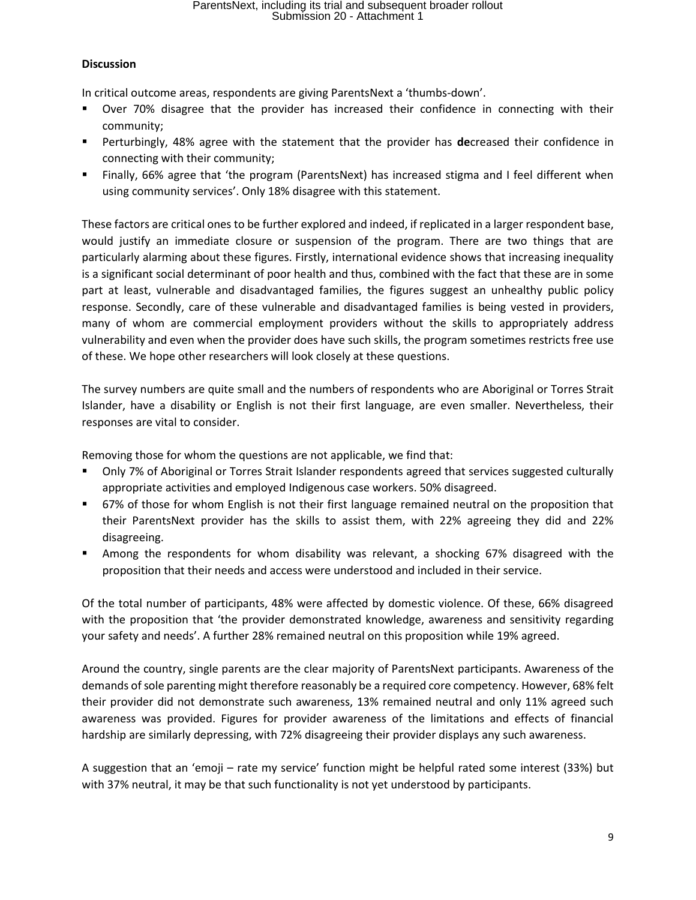**Discussion**

In critical outcome areas, respondents are giving ParentsNext a 'thumbs-down'.

- Over 70% disagree that the provider has increased their confidence in connecting with their community;
- Perturbingly, 48% agree with the statement that the provider has **de**creased their confidence in connecting with their community;
- Finally, 66% agree that 'the program (ParentsNext) has increased stigma and I feel different when using community services'. Only 18% disagree with this statement.

These factors are critical ones to be further explored and indeed, if replicated in a larger respondent base, would justify an immediate closure or suspension of the program. There are two things that are particularly alarming about these figures. Firstly, international evidence shows that increasing inequality is a significant social determinant of poor health and thus, combined with the fact that these are in some part at least, vulnerable and disadvantaged families, the figures suggest an unhealthy public policy response. Secondly, care of these vulnerable and disadvantaged families is being vested in providers, many of whom are commercial employment providers without the skills to appropriately address vulnerability and even when the provider does have such skills, the program sometimes restricts free use of these. We hope other researchers will look closely at these questions.

The survey numbers are quite small and the numbers of respondents who are Aboriginal or Torres Strait Islander, have a disability or English is not their first language, are even smaller. Nevertheless, their responses are vital to consider.

Removing those for whom the questions are not applicable, we find that:

- Only 7% of Aboriginal or Torres Strait Islander respondents agreed that services suggested culturally appropriate activities and employed Indigenous case workers. 50% disagreed.
- 67% of those for whom English is not their first language remained neutral on the proposition that their ParentsNext provider has the skills to assist them, with 22% agreeing they did and 22% disagreeing.
- Among the respondents for whom disability was relevant, a shocking 67% disagreed with the proposition that their needs and access were understood and included in their service.

Of the total number of participants, 48% were affected by domestic violence. Of these, 66% disagreed with the proposition that 'the provider demonstrated knowledge, awareness and sensitivity regarding your safety and needs'. A further 28% remained neutral on this proposition while 19% agreed.

Around the country, single parents are the clear majority of ParentsNext participants. Awareness of the demands of sole parenting might therefore reasonably be a required core competency. However, 68% felt their provider did not demonstrate such awareness, 13% remained neutral and only 11% agreed such awareness was provided. Figures for provider awareness of the limitations and effects of financial hardship are similarly depressing, with 72% disagreeing their provider displays any such awareness.

A suggestion that an 'emoji – rate my service' function might be helpful rated some interest (33%) but with 37% neutral, it may be that such functionality is not yet understood by participants.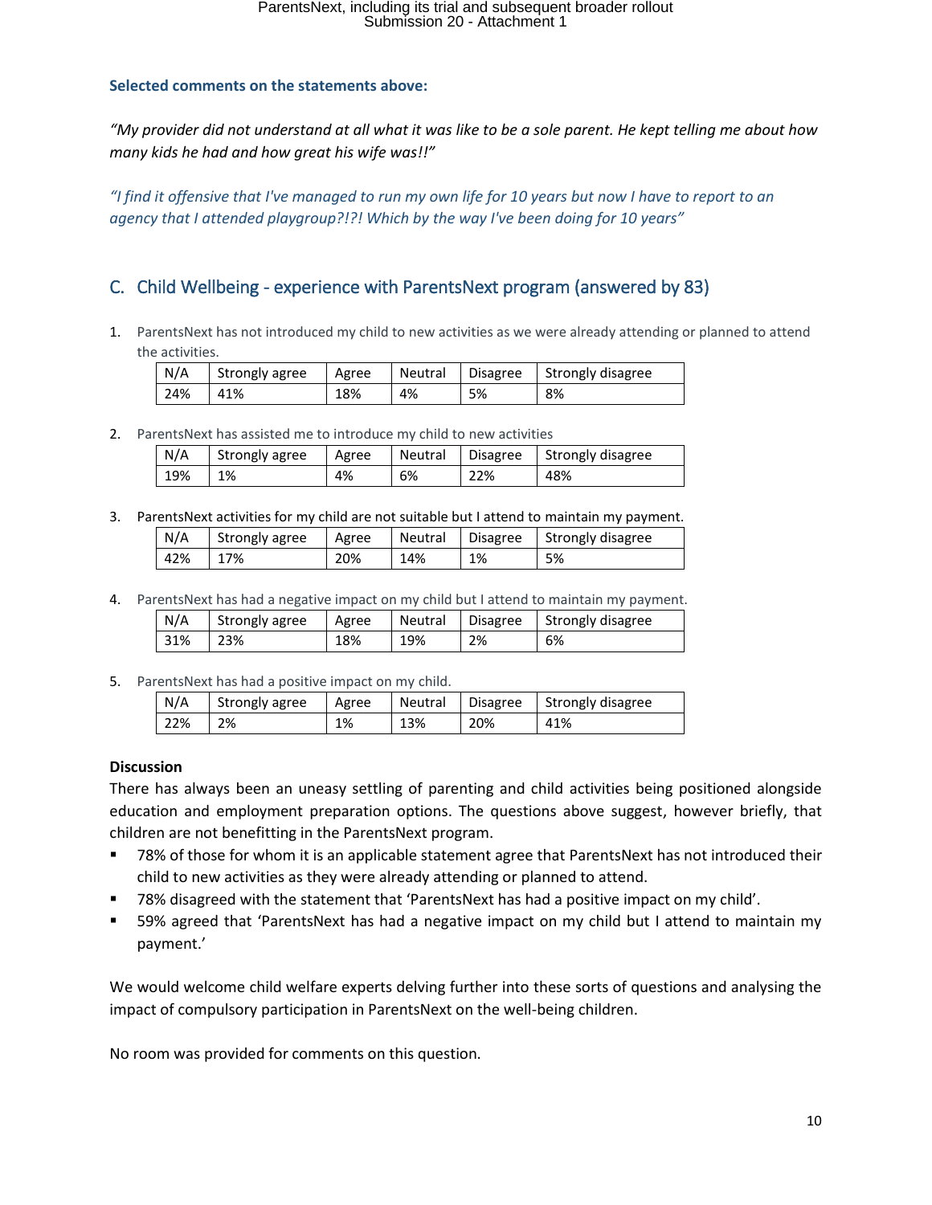**Selected comments on the statements above:**

*"My provider did not understand at all what it was like to be a sole parent. He kept telling me about how many kids he had and how great his wife was!!"*

*"I find it offensive that I've managed to run my own life for 10 years but now I have to report to an agency that I attended playgroup?!?! Which by the way I've been doing for 10 years"*

## C. Child Wellbeing - experience with ParentsNext program (answered by 83)

1. ParentsNext has not introduced my child to new activities as we were already attending or planned to attend the activities.

| N/A | Strongly agree | Agree | Neutral | Disagree | Strongly disagree |
|---|---|---|---|---|---|
| 24% | 41% | 18% | 4% | 5% | 8% |

2. ParentsNext has assisted me to introduce my child to new activities

| N/A | Strongly agree | Agree | Neutral | Disagree | Strongly disagree |
|---|---|---|---|---|---|
| 19% | 1% | 4% | 6% | 22% | 48% |

3. ParentsNext activities for my child are not suitable but I attend to maintain my payment.

| N/A | Strongly agree | Agree | Neutral | Disagree | Strongly disagree |
|---|---|---|---|---|---|
| 42% | 17% | 20% | 14% | 1% | 5% |

4. ParentsNext has had a negative impact on my child but I attend to maintain my payment.

| N/A | Strongly agree | Agree | Neutral | Disagree | Strongly disagree |
|---|---|---|---|---|---|
| 31% | 23% | 18% | 19% | 2% | 6% |

5. ParentsNext has had a positive impact on my child.

| N/A | Strongly agree | Agree | Neutral | Disagree | Strongly disagree |
|---|---|---|---|---|---|
| 22% | 2% | 1% | 13% | 20% | 41% |

**Discussion**

There has always been an uneasy settling of parenting and child activities being positioned alongside education and employment preparation options. The questions above suggest, however briefly, that children are not benefitting in the ParentsNext program.

- 78% of those for whom it is an applicable statement agree that ParentsNext has not introduced their child to new activities as they were already attending or planned to attend.
- 78% disagreed with the statement that 'ParentsNext has had a positive impact on my child'.
- 59% agreed that 'ParentsNext has had a negative impact on my child but I attend to maintain my payment.'

We would welcome child welfare experts delving further into these sorts of questions and analysing the impact of compulsory participation in ParentsNext on the well-being children.

No room was provided for comments on this question.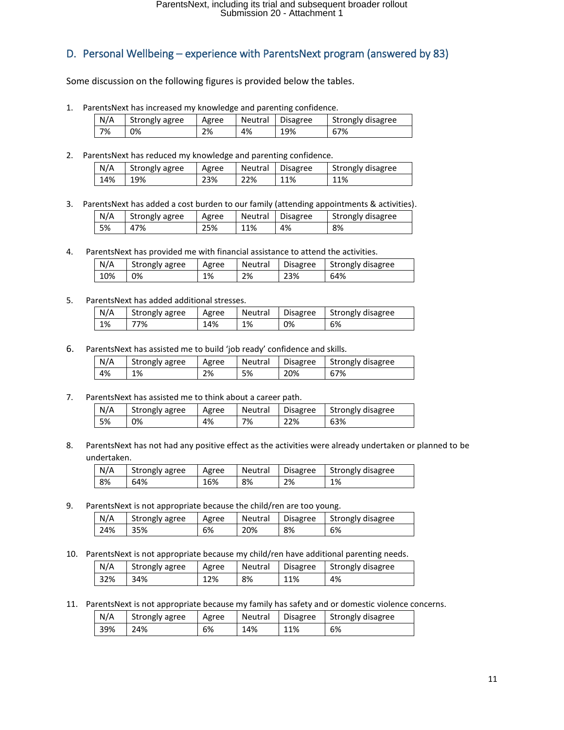## D. Personal Wellbeing – experience with ParentsNext program (answered by 83)

Some discussion on the following figures is provided below the tables.

1. ParentsNext has increased my knowledge and parenting confidence.

| N/A | Strongly agree | Agree | Neutral | Disagree | Strongly disagree |
|---|---|---|---|---|---|
| 7% | 0% | 2% | 4% | 19% | 67% |

2. ParentsNext has reduced my knowledge and parenting confidence.

| N/A | Strongly agree | Agree | Neutral | Disagree | Strongly disagree |
|---|---|---|---|---|---|
| 14% | 19% | 23% | 22% | 11% | 11% |

3. ParentsNext has added a cost burden to our family (attending appointments & activities).

| N/A | Strongly agree | Agree | Neutral | Disagree | Strongly disagree |
|---|---|---|---|---|---|
| 5% | 47% | 25% | 11% | 4% | 8% |

4. ParentsNext has provided me with financial assistance to attend the activities.

| N/A | Strongly agree | Agree | Neutral | Disagree | Strongly disagree |
|---|---|---|---|---|---|
| 10% | 0% | 1% | 2% | 23% | 64% |

5. ParentsNext has added additional stresses.

| N/A | Strongly agree | Agree | Neutral | Disagree | Strongly disagree |
|---|---|---|---|---|---|
| 1% | 77% | 14% | 1% | 0% | 6% |

6. ParentsNext has assisted me to build 'job ready' confidence and skills.

| N/A | Strongly agree | Agree | Neutral | Disagree | Strongly disagree |
|---|---|---|---|---|---|
| 4% | 1% | 2% | 5% | 20% | 67% |

7. ParentsNext has assisted me to think about a career path.

| N/A | Strongly agree | Agree | Neutral | Disagree | Strongly disagree |
|---|---|---|---|---|---|
| 5% | 0% | 4% | 7% | 22% | 63% |

8. ParentsNext has not had any positive effect as the activities were already undertaken or planned to be undertaken.

| N/A | Strongly agree | Agree | Neutral | Disagree | Strongly disagree |
|---|---|---|---|---|---|
| 8% | 64% | 16% | 8% | 2% | 1% |

9. ParentsNext is not appropriate because the child/ren are too young.

| N/A | Strongly agree | Agree | Neutral | Disagree | Strongly disagree |
|---|---|---|---|---|---|
| 24% | 35% | 6% | 20% | 8% | 6% |

10. ParentsNext is not appropriate because my child/ren have additional parenting needs.

| N/A | Strongly agree | Agree | Neutral | Disagree | Strongly disagree |
|---|---|---|---|---|---|
| 32% | 34% | 12% | 8% | 11% | 4% |

11. ParentsNext is not appropriate because my family has safety and or domestic violence concerns.

| N/A | Strongly agree | Agree | Neutral | Disagree | Strongly disagree |
|---|---|---|---|---|---|
| 39% | 24% | 6% | 14% | 11% | 6% |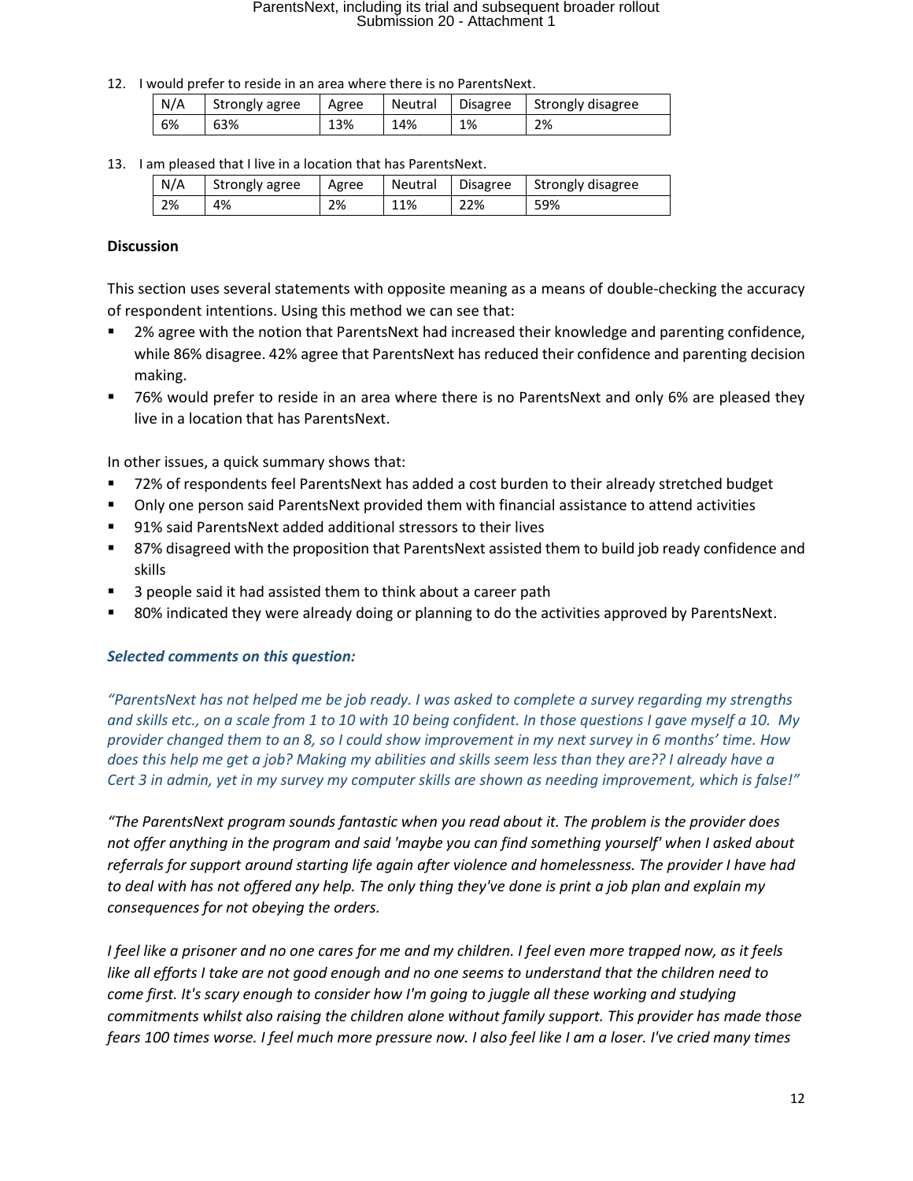12. I would prefer to reside in an area where there is no ParentsNext.

| N/A | Strongly agree | Agree | Neutral | Disagree | Strongly disagree |
|---|---|---|---|---|---|
| 6% | 63% | 13% | 14% | 1% | 2% |

13. I am pleased that I live in a location that has ParentsNext.

| N/A | Strongly agree | Agree | Neutral | Disagree | Strongly disagree |
|---|---|---|---|---|---|
| 2% | 4% | 2% | 11% | 22% | 59% |

**Discussion**

This section uses several statements with opposite meaning as a means of double-checking the accuracy of respondent intentions. Using this method we can see that:

- 2% agree with the notion that ParentsNext had increased their knowledge and parenting confidence, while 86% disagree. 42% agree that ParentsNext has reduced their confidence and parenting decision making.
- 76% would prefer to reside in an area where there is no ParentsNext and only 6% are pleased they live in a location that has ParentsNext.

In other issues, a quick summary shows that:

- 72% of respondents feel ParentsNext has added a cost burden to their already stretched budget
- Only one person said ParentsNext provided them with financial assistance to attend activities
- 91% said ParentsNext added additional stressors to their lives
- 87% disagreed with the proposition that ParentsNext assisted them to build job ready confidence and skills
- 3 people said it had assisted them to think about a career path
- 80% indicated they were already doing or planning to do the activities approved by ParentsNext.

***Selected comments on this question:***

*"ParentsNext has not helped me be job ready. I was asked to complete a survey regarding my strengths and skills etc., on a scale from 1 to 10 with 10 being confident. In those questions I gave myself a 10. My provider changed them to an 8, so I could show improvement in my next survey in 6 months' time. How does this help me get a job? Making my abilities and skills seem less than they are?? I already have a Cert 3 in admin, yet in my survey my computer skills are shown as needing improvement, which is false!"*

*"The ParentsNext program sounds fantastic when you read about it. The problem is the provider does not offer anything in the program and said 'maybe you can find something yourself' when I asked about referrals for support around starting life again after violence and homelessness. The provider I have had to deal with has not offered any help. The only thing they've done is print a job plan and explain my consequences for not obeying the orders.*

*I feel like a prisoner and no one cares for me and my children. I feel even more trapped now, as it feels like all efforts I take are not good enough and no one seems to understand that the children need to come first. It's scary enough to consider how I'm going to juggle all these working and studying commitments whilst also raising the children alone without family support. This provider has made those fears 100 times worse. I feel much more pressure now. I also feel like I am a loser. I've cried many times*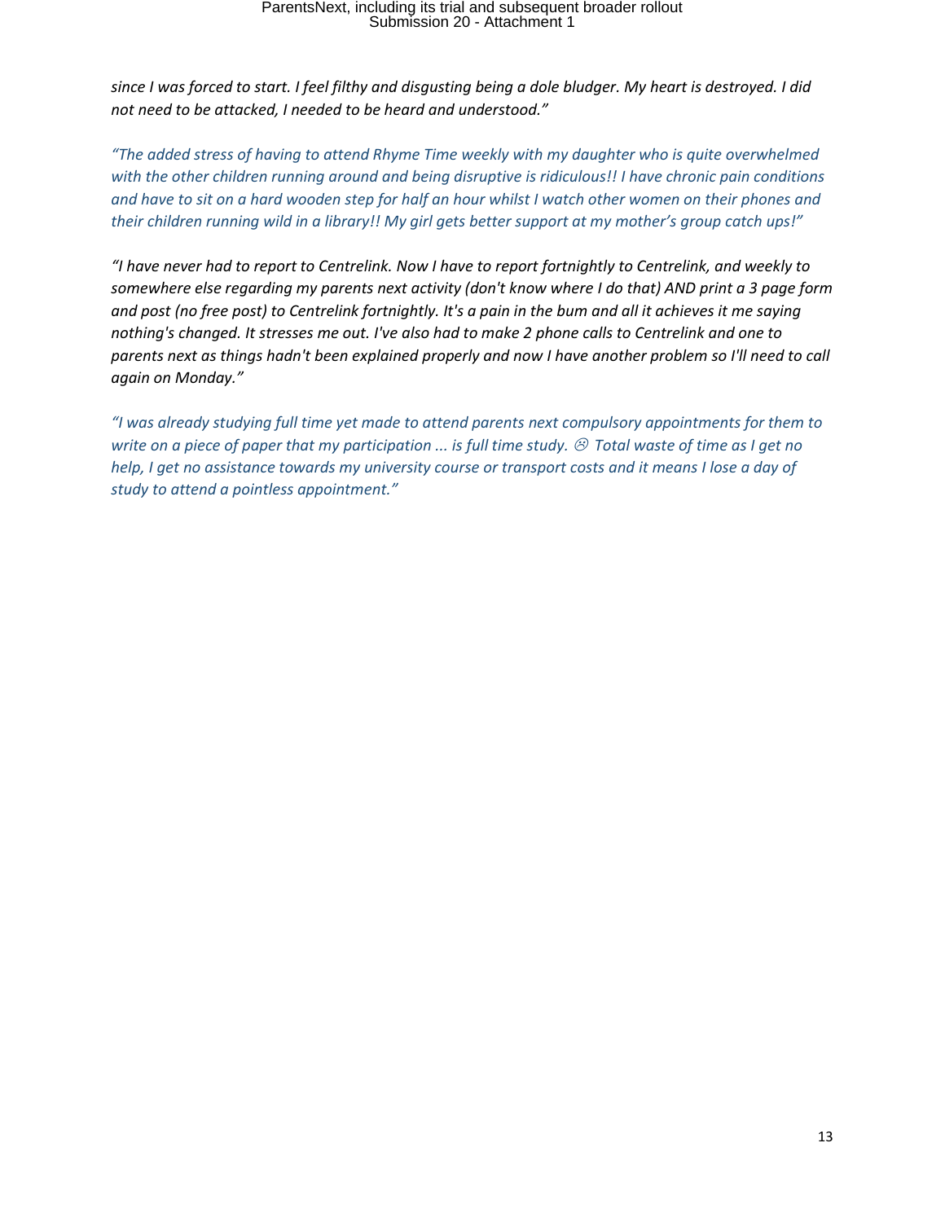*since I was forced to start. I feel filthy and disgusting being a dole bludger. My heart is destroyed. I did not need to be attacked, I needed to be heard and understood."*

*"The added stress of having to attend Rhyme Time weekly with my daughter who is quite overwhelmed with the other children running around and being disruptive is ridiculous!! I have chronic pain conditions and have to sit on a hard wooden step for half an hour whilst I watch other women on their phones and their children running wild in a library!! My girl gets better support at my mother's group catch ups!"*

*"I have never had to report to Centrelink. Now I have to report fortnightly to Centrelink, and weekly to somewhere else regarding my parents next activity (don't know where I do that) AND print a 3 page form and post (no free post) to Centrelink fortnightly. It's a pain in the bum and all it achieves it me saying nothing's changed. It stresses me out. I've also had to make 2 phone calls to Centrelink and one to parents next as things hadn't been explained properly and now I have another problem so I'll need to call again on Monday."*

*"I was already studying full time yet made to attend parents next compulsory appointments for them to write on a piece of paper that my participation ... is full time study. ☹ Total waste of time as I get no help, I get no assistance towards my university course or transport costs and it means I lose a day of study to attend a pointless appointment."*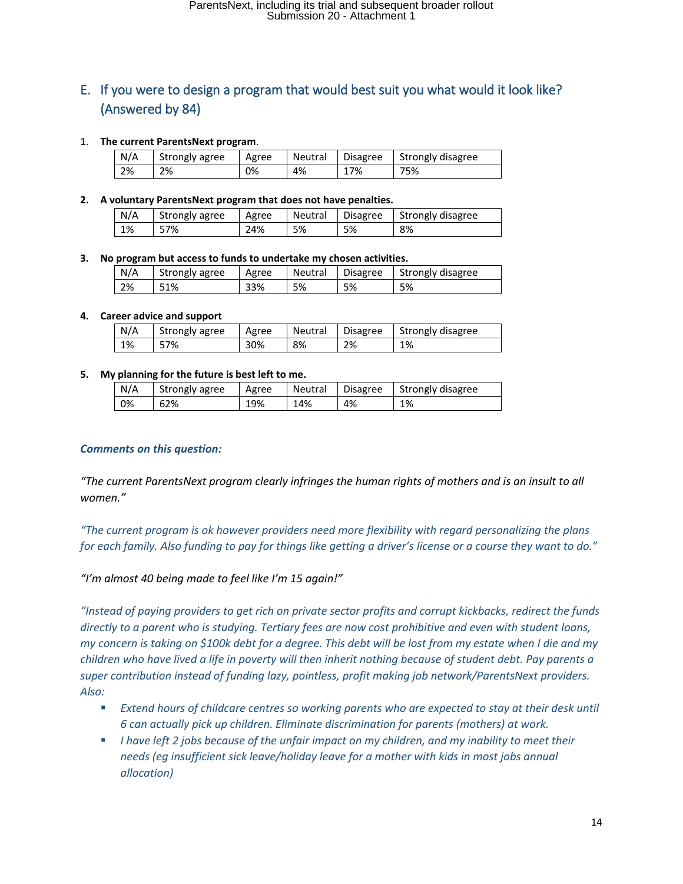## E. If you were to design a program that would best suit you what would it look like? (Answered by 84)

1. **The current ParentsNext program**.

| N/A | Strongly agree | Agree | Neutral | Disagree | Strongly disagree |
|---|---|---|---|---|---|
| 2% | 2% | 0% | 4% | 17% | 75% |

2. **A voluntary ParentsNext program that does not have penalties.**

| N/A | Strongly agree | Agree | Neutral | Disagree | Strongly disagree |
|---|---|---|---|---|---|
| 1% | 57% | 24% | 5% | 5% | 8% |

3. **No program but access to funds to undertake my chosen activities.**

| N/A | Strongly agree | Agree | Neutral | Disagree | Strongly disagree |
|---|---|---|---|---|---|
| 2% | 51% | 33% | 5% | 5% | 5% |

4. **Career advice and support**

| N/A | Strongly agree | Agree | Neutral | Disagree | Strongly disagree |
|---|---|---|---|---|---|
| 1% | 57% | 30% | 8% | 2% | 1% |

5. **My planning for the future is best left to me.**

| N/A | Strongly agree | Agree | Neutral | Disagree | Strongly disagree |
|---|---|---|---|---|---|
| 0% | 62% | 19% | 14% | 4% | 1% |

***Comments on this question:***

*"The current ParentsNext program clearly infringes the human rights of mothers and is an insult to all women."*

*"The current program is ok however providers need more flexibility with regard personalizing the plans for each family. Also funding to pay for things like getting a driver's license or a course they want to do."*

*"I'm almost 40 being made to feel like I'm 15 again!"*

*"Instead of paying providers to get rich on private sector profits and corrupt kickbacks, redirect the funds directly to a parent who is studying. Tertiary fees are now cost prohibitive and even with student loans, my concern is taking on $100k debt for a degree. This debt will be lost from my estate when I die and my children who have lived a life in poverty will then inherit nothing because of student debt. Pay parents a super contribution instead of funding lazy, pointless, profit making job network/ParentsNext providers. Also:*

- *Extend hours of childcare centres so working parents who are expected to stay at their desk until 6 can actually pick up children. Eliminate discrimination for parents (mothers) at work.*
- *I have left 2 jobs because of the unfair impact on my children, and my inability to meet their needs (eg insufficient sick leave/holiday leave for a mother with kids in most jobs annual allocation)*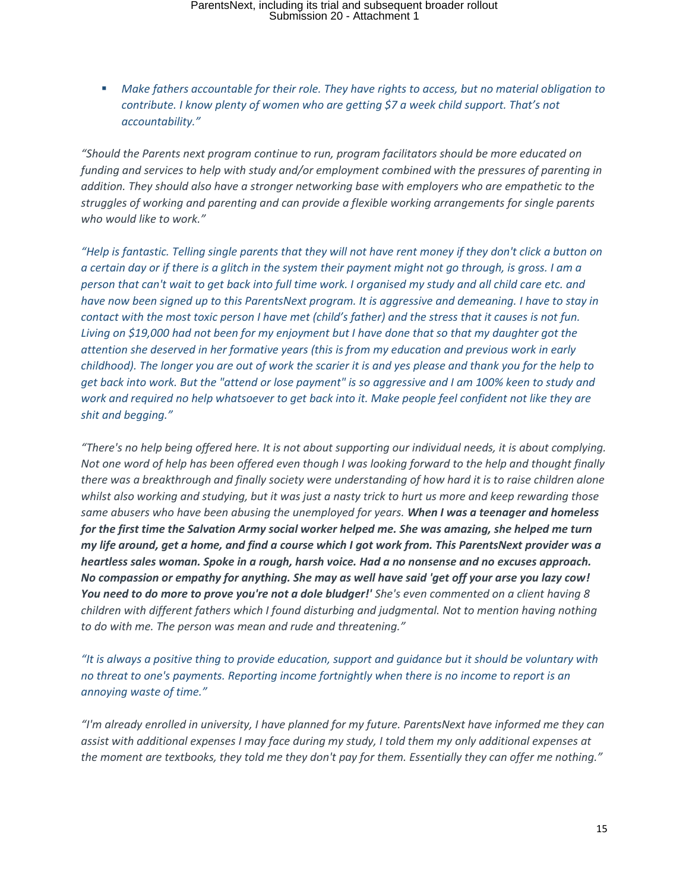- *Make fathers accountable for their role. They have rights to access, but no material obligation to contribute. I know plenty of women who are getting $7 a week child support. That's not accountability."*

*"Should the Parents next program continue to run, program facilitators should be more educated on funding and services to help with study and/or employment combined with the pressures of parenting in addition. They should also have a stronger networking base with employers who are empathetic to the struggles of working and parenting and can provide a flexible working arrangements for single parents who would like to work."*

*"Help is fantastic. Telling single parents that they will not have rent money if they don't click a button on a certain day or if there is a glitch in the system their payment might not go through, is gross. I am a person that can't wait to get back into full time work. I organised my study and all child care etc. and have now been signed up to this ParentsNext program. It is aggressive and demeaning. I have to stay in contact with the most toxic person I have met (child's father) and the stress that it causes is not fun. Living on $19,000 had not been for my enjoyment but I have done that so that my daughter got the attention she deserved in her formative years (this is from my education and previous work in early childhood). The longer you are out of work the scarier it is and yes please and thank you for the help to get back into work. But the "attend or lose payment" is so aggressive and I am 100% keen to study and work and required no help whatsoever to get back into it. Make people feel confident not like they are shit and begging."*

*"There's no help being offered here. It is not about supporting our individual needs, it is about complying. Not one word of help has been offered even though I was looking forward to the help and thought finally there was a breakthrough and finally society were understanding of how hard it is to raise children alone whilst also working and studying, but it was just a nasty trick to hurt us more and keep rewarding those same abusers who have been abusing the unemployed for years.* ***When I was a teenager and homeless for the first time the Salvation Army social worker helped me. She was amazing, she helped me turn my life around, get a home, and find a course which I got work from. This ParentsNext provider was a heartless sales woman. Spoke in a rough, harsh voice. Had a no nonsense and no excuses approach. No compassion or empathy for anything. She may as well have said 'get off your arse you lazy cow! You need to do more to prove you're not a dole bludger!'*** *She's even commented on a client having 8 children with different fathers which I found disturbing and judgmental. Not to mention having nothing to do with me. The person was mean and rude and threatening."*

*"It is always a positive thing to provide education, support and guidance but it should be voluntary with no threat to one's payments. Reporting income fortnightly when there is no income to report is an annoying waste of time."*

*"I'm already enrolled in university, I have planned for my future. ParentsNext have informed me they can assist with additional expenses I may face during my study, I told them my only additional expenses at the moment are textbooks, they told me they don't pay for them. Essentially they can offer me nothing."*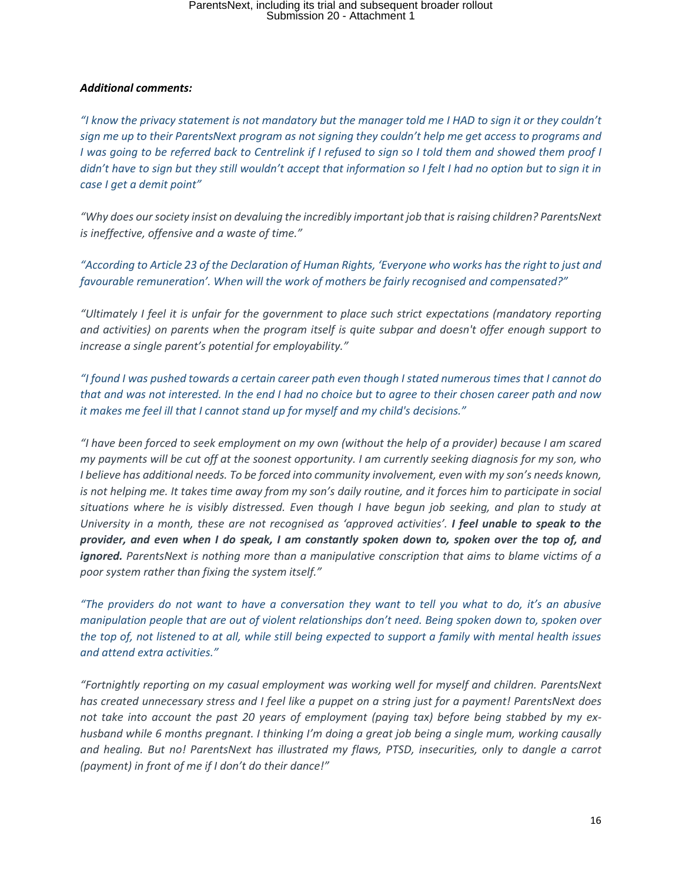***Additional comments:***

*"I know the privacy statement is not mandatory but the manager told me I HAD to sign it or they couldn't sign me up to their ParentsNext program as not signing they couldn't help me get access to programs and I was going to be referred back to Centrelink if I refused to sign so I told them and showed them proof I didn't have to sign but they still wouldn't accept that information so I felt I had no option but to sign it in case I get a demit point"*

*"Why does our society insist on devaluing the incredibly important job that is raising children? ParentsNext is ineffective, offensive and a waste of time."*

*"According to Article 23 of the Declaration of Human Rights, 'Everyone who works has the right to just and favourable remuneration'. When will the work of mothers be fairly recognised and compensated?"*

*"Ultimately I feel it is unfair for the government to place such strict expectations (mandatory reporting and activities) on parents when the program itself is quite subpar and doesn't offer enough support to increase a single parent's potential for employability."*

*"I found I was pushed towards a certain career path even though I stated numerous times that I cannot do that and was not interested. In the end I had no choice but to agree to their chosen career path and now it makes me feel ill that I cannot stand up for myself and my child's decisions."*

*"I have been forced to seek employment on my own (without the help of a provider) because I am scared my payments will be cut off at the soonest opportunity. I am currently seeking diagnosis for my son, who I believe has additional needs. To be forced into community involvement, even with my son's needs known, is not helping me. It takes time away from my son's daily routine, and it forces him to participate in social situations where he is visibly distressed. Even though I have begun job seeking, and plan to study at University in a month, these are not recognised as 'approved activities'.* ***I feel unable to speak to the provider, and even when I do speak, I am constantly spoken down to, spoken over the top of, and ignored.*** *ParentsNext is nothing more than a manipulative conscription that aims to blame victims of a poor system rather than fixing the system itself."*

*"The providers do not want to have a conversation they want to tell you what to do, it's an abusive manipulation people that are out of violent relationships don't need. Being spoken down to, spoken over the top of, not listened to at all, while still being expected to support a family with mental health issues and attend extra activities."*

*"Fortnightly reporting on my casual employment was working well for myself and children. ParentsNext has created unnecessary stress and I feel like a puppet on a string just for a payment! ParentsNext does not take into account the past 20 years of employment (paying tax) before being stabbed by my ex-husband while 6 months pregnant. I thinking I'm doing a great job being a single mum, working causally and healing. But no! ParentsNext has illustrated my flaws, PTSD, insecurities, only to dangle a carrot (payment) in front of me if I don't do their dance!"*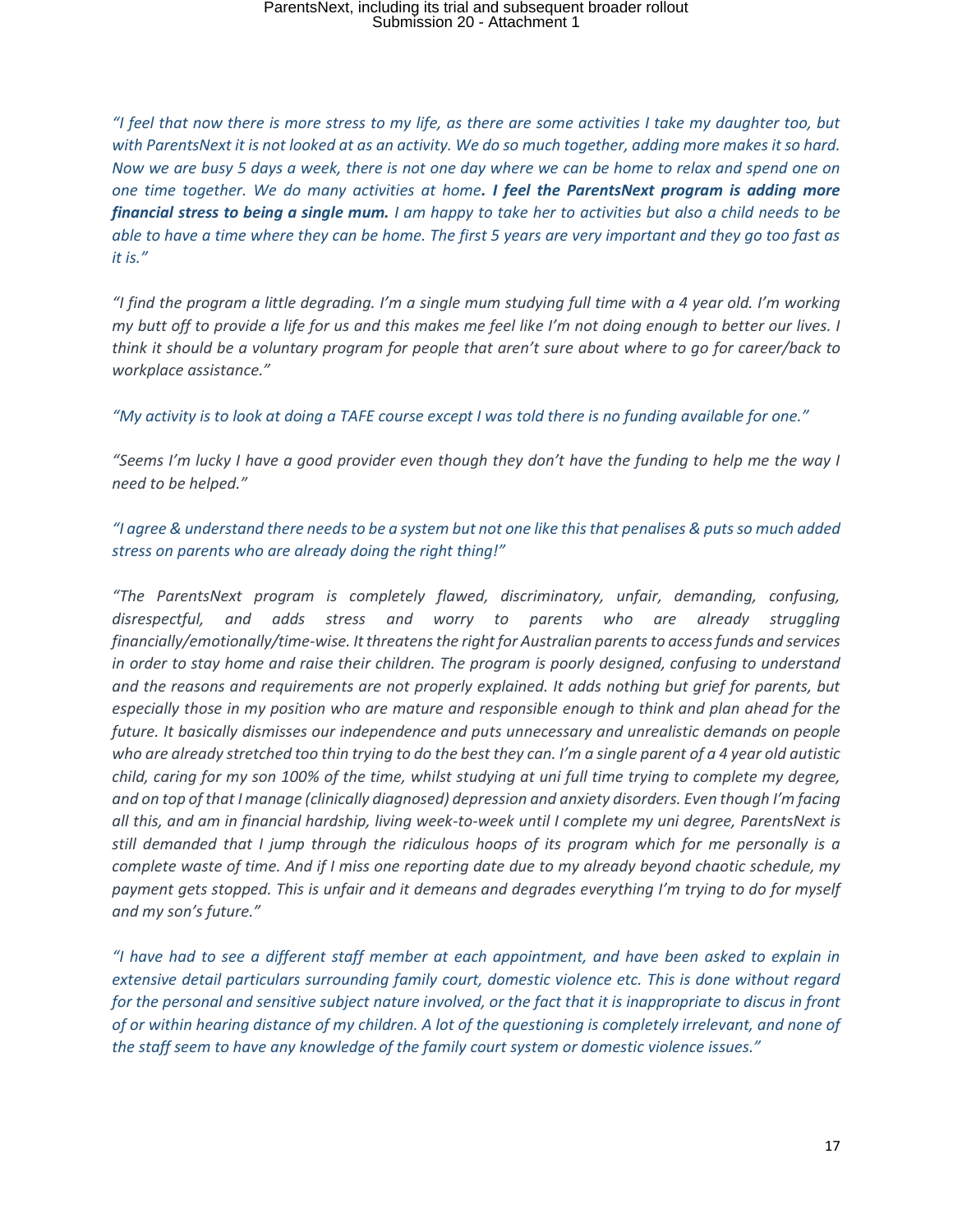*"I feel that now there is more stress to my life, as there are some activities I take my daughter too, but with ParentsNext it is not looked at as an activity. We do so much together, adding more makes it so hard. Now we are busy 5 days a week, there is not one day where we can be home to relax and spend one on one time together. We do many activities at home. **I feel the ParentsNext program is adding more financial stress to being a single mum.** I am happy to take her to activities but also a child needs to be able to have a time where they can be home. The first 5 years are very important and they go too fast as it is."*

*"I find the program a little degrading. I'm a single mum studying full time with a 4 year old. I'm working my butt off to provide a life for us and this makes me feel like I'm not doing enough to better our lives. I think it should be a voluntary program for people that aren't sure about where to go for career/back to workplace assistance."*

*"My activity is to look at doing a TAFE course except I was told there is no funding available for one."*

*"Seems I'm lucky I have a good provider even though they don't have the funding to help me the way I need to be helped."*

*"I agree & understand there needs to be a system but not one like this that penalises & puts so much added stress on parents who are already doing the right thing!"*

*"The ParentsNext program is completely flawed, discriminatory, unfair, demanding, confusing, disrespectful, and adds stress and worry to parents who are already struggling financially/emotionally/time-wise. It threatens the right for Australian parents to access funds and services in order to stay home and raise their children. The program is poorly designed, confusing to understand and the reasons and requirements are not properly explained. It adds nothing but grief for parents, but especially those in my position who are mature and responsible enough to think and plan ahead for the future. It basically dismisses our independence and puts unnecessary and unrealistic demands on people who are already stretched too thin trying to do the best they can. I'm a single parent of a 4 year old autistic child, caring for my son 100% of the time, whilst studying at uni full time trying to complete my degree, and on top of that I manage (clinically diagnosed) depression and anxiety disorders. Even though I'm facing all this, and am in financial hardship, living week-to-week until I complete my uni degree, ParentsNext is still demanded that I jump through the ridiculous hoops of its program which for me personally is a complete waste of time. And if I miss one reporting date due to my already beyond chaotic schedule, my payment gets stopped. This is unfair and it demeans and degrades everything I'm trying to do for myself and my son's future."*

*"I have had to see a different staff member at each appointment, and have been asked to explain in extensive detail particulars surrounding family court, domestic violence etc. This is done without regard for the personal and sensitive subject nature involved, or the fact that it is inappropriate to discus in front of or within hearing distance of my children. A lot of the questioning is completely irrelevant, and none of the staff seem to have any knowledge of the family court system or domestic violence issues."*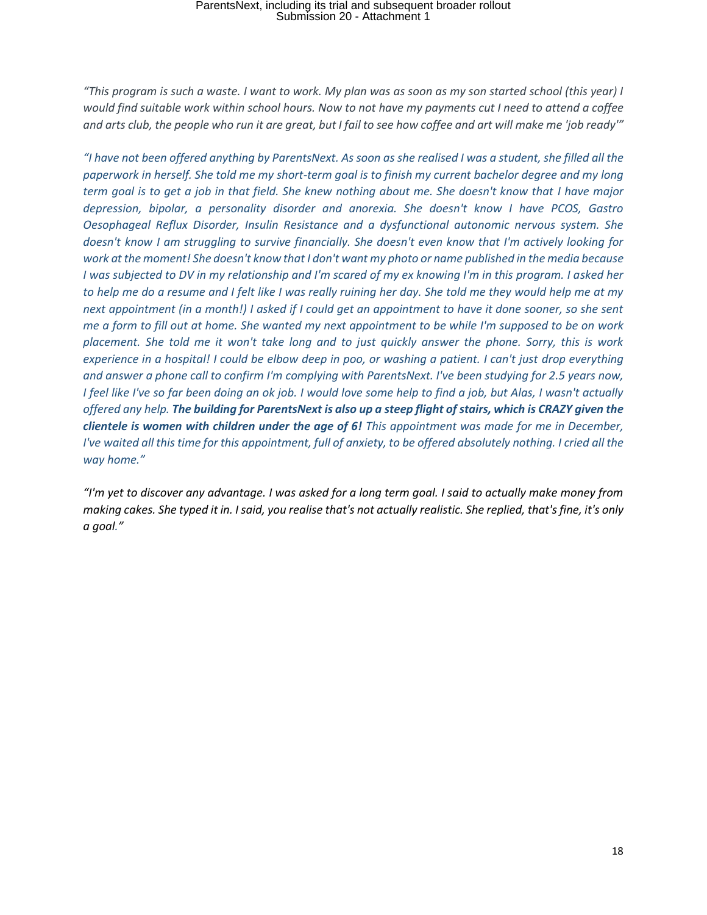*“This program is such a waste. I want to work. My plan was as soon as my son started school (this year) I would find suitable work within school hours. Now to not have my payments cut I need to attend a coffee and arts club, the people who run it are great, but I fail to see how coffee and art will make me 'job ready'”*

*“I have not been offered anything by ParentsNext. As soon as she realised I was a student, she filled all the paperwork in herself. She told me my short-term goal is to finish my current bachelor degree and my long term goal is to get a job in that field. She knew nothing about me. She doesn't know that I have major depression, bipolar, a personality disorder and anorexia. She doesn't know I have PCOS, Gastro Oesophageal Reflux Disorder, Insulin Resistance and a dysfunctional autonomic nervous system. She doesn't know I am struggling to survive financially. She doesn't even know that I'm actively looking for work at the moment! She doesn't know that I don't want my photo or name published in the media because I was subjected to DV in my relationship and I'm scared of my ex knowing I'm in this program. I asked her to help me do a resume and I felt like I was really ruining her day. She told me they would help me at my next appointment (in a month!) I asked if I could get an appointment to have it done sooner, so she sent me a form to fill out at home. She wanted my next appointment to be while I'm supposed to be on work placement. She told me it won't take long and to just quickly answer the phone. Sorry, this is work experience in a hospital! I could be elbow deep in poo, or washing a patient. I can't just drop everything and answer a phone call to confirm I'm complying with ParentsNext. I've been studying for 2.5 years now, I feel like I've so far been doing an ok job. I would love some help to find a job, but Alas, I wasn't actually offered any help.* ***The building for ParentsNext is also up a steep flight of stairs, which is CRAZY given the clientele is women with children under the age of 6!*** *This appointment was made for me in December, I've waited all this time for this appointment, full of anxiety, to be offered absolutely nothing. I cried all the way home.”*

*“I'm yet to discover any advantage. I was asked for a long term goal. I said to actually make money from making cakes. She typed it in. I said, you realise that's not actually realistic. She replied, that's fine, it's only a goal.”*